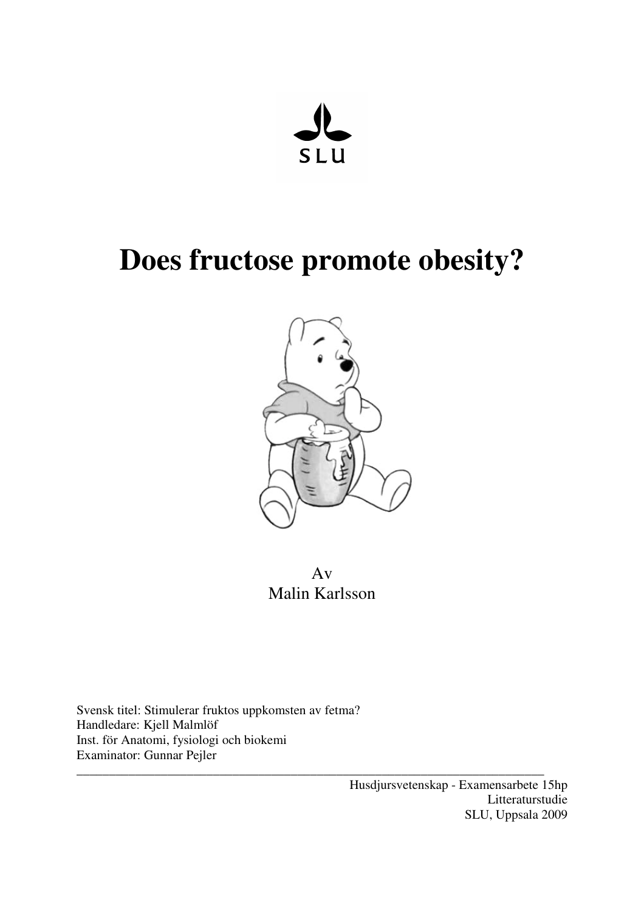SLU

# Does fructose promote obesity?

Av
Malin Karlsson

Svensk titel: Stimulerar fruktos uppkomsten av fetma?
Handledare: Kjell Malmlöf
Inst. för Anatomi, fysiologi och biokemi
Examinator: Gunnar Pejler

---

Husdjursvetenskap - Examensarbete 15hp
Litteraturstudie
SLU, Uppsala 2009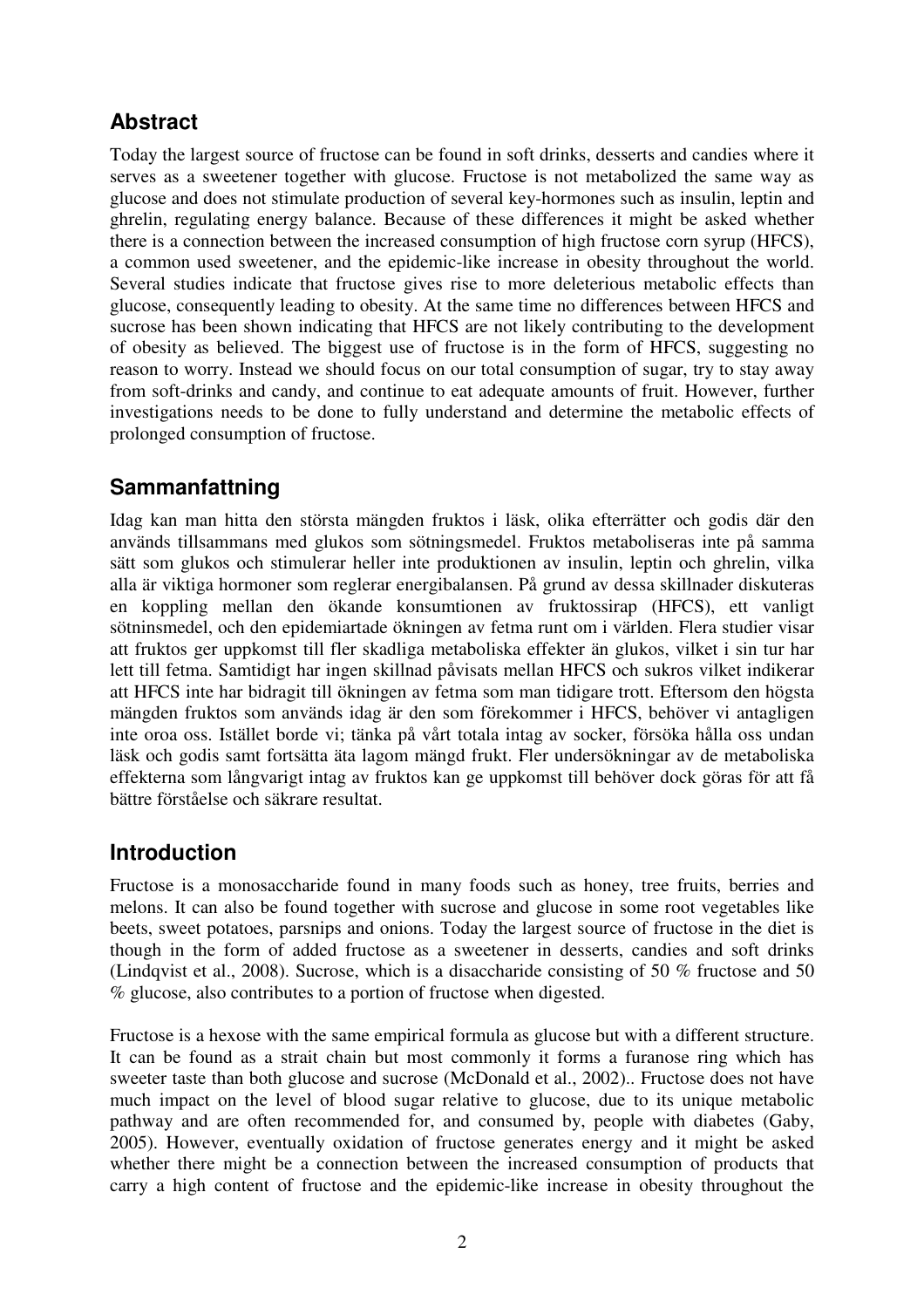## Abstract

Today the largest source of fructose can be found in soft drinks, desserts and candies where it serves as a sweetener together with glucose. Fructose is not metabolized the same way as glucose and does not stimulate production of several key-hormones such as insulin, leptin and ghrelin, regulating energy balance. Because of these differences it might be asked whether there is a connection between the increased consumption of high fructose corn syrup (HFCS), a common used sweetener, and the epidemic-like increase in obesity throughout the world. Several studies indicate that fructose gives rise to more deleterious metabolic effects than glucose, consequently leading to obesity. At the same time no differences between HFCS and sucrose has been shown indicating that HFCS are not likely contributing to the development of obesity as believed. The biggest use of fructose is in the form of HFCS, suggesting no reason to worry. Instead we should focus on our total consumption of sugar, try to stay away from soft-drinks and candy, and continue to eat adequate amounts of fruit. However, further investigations needs to be done to fully understand and determine the metabolic effects of prolonged consumption of fructose.

## Sammanfattning

Idag kan man hitta den största mängden fruktos i läsk, olika efterrätter och godis där den används tillsammans med glukos som sötningsmedel. Fruktos metaboliseras inte på samma sätt som glukos och stimulerar heller inte produktionen av insulin, leptin och ghrelin, vilka alla är viktiga hormoner som reglerar energibalansen. På grund av dessa skillnader diskuteras en koppling mellan den ökande konsumtionen av fruktossirap (HFCS), ett vanligt sötninsmedel, och den epidemiartade ökningen av fetma runt om i världen. Flera studier visar att fruktos ger uppkomst till fler skadliga metaboliska effekter än glukos, vilket i sin tur har lett till fetma. Samtidigt har ingen skillnad påvisats mellan HFCS och sukros vilket indikerar att HFCS inte har bidragit till ökningen av fetma som man tidigare trott. Eftersom den högsta mängden fruktos som används idag är den som förekommer i HFCS, behöver vi antagligen inte oroa oss. Istället borde vi; tänka på vårt totala intag av socker, försöka hålla oss undan läsk och godis samt fortsätta äta lagom mängd frukt. Fler undersökningar av de metaboliska effekterna som långvarigt intag av fruktos kan ge uppkomst till behöver dock göras för att få bättre förståelse och säkrare resultat.

## Introduction

Fructose is a monosaccharide found in many foods such as honey, tree fruits, berries and melons. It can also be found together with sucrose and glucose in some root vegetables like beets, sweet potatoes, parsnips and onions. Today the largest source of fructose in the diet is though in the form of added fructose as a sweetener in desserts, candies and soft drinks (Lindqvist et al., 2008). Sucrose, which is a disaccharide consisting of 50 % fructose and 50 % glucose, also contributes to a portion of fructose when digested.

Fructose is a hexose with the same empirical formula as glucose but with a different structure. It can be found as a strait chain but most commonly it forms a furanose ring which has sweeter taste than both glucose and sucrose (McDonald et al., 2002).. Fructose does not have much impact on the level of blood sugar relative to glucose, due to its unique metabolic pathway and are often recommended for, and consumed by, people with diabetes (Gaby, 2005). However, eventually oxidation of fructose generates energy and it might be asked whether there might be a connection between the increased consumption of products that carry a high content of fructose and the epidemic-like increase in obesity throughout the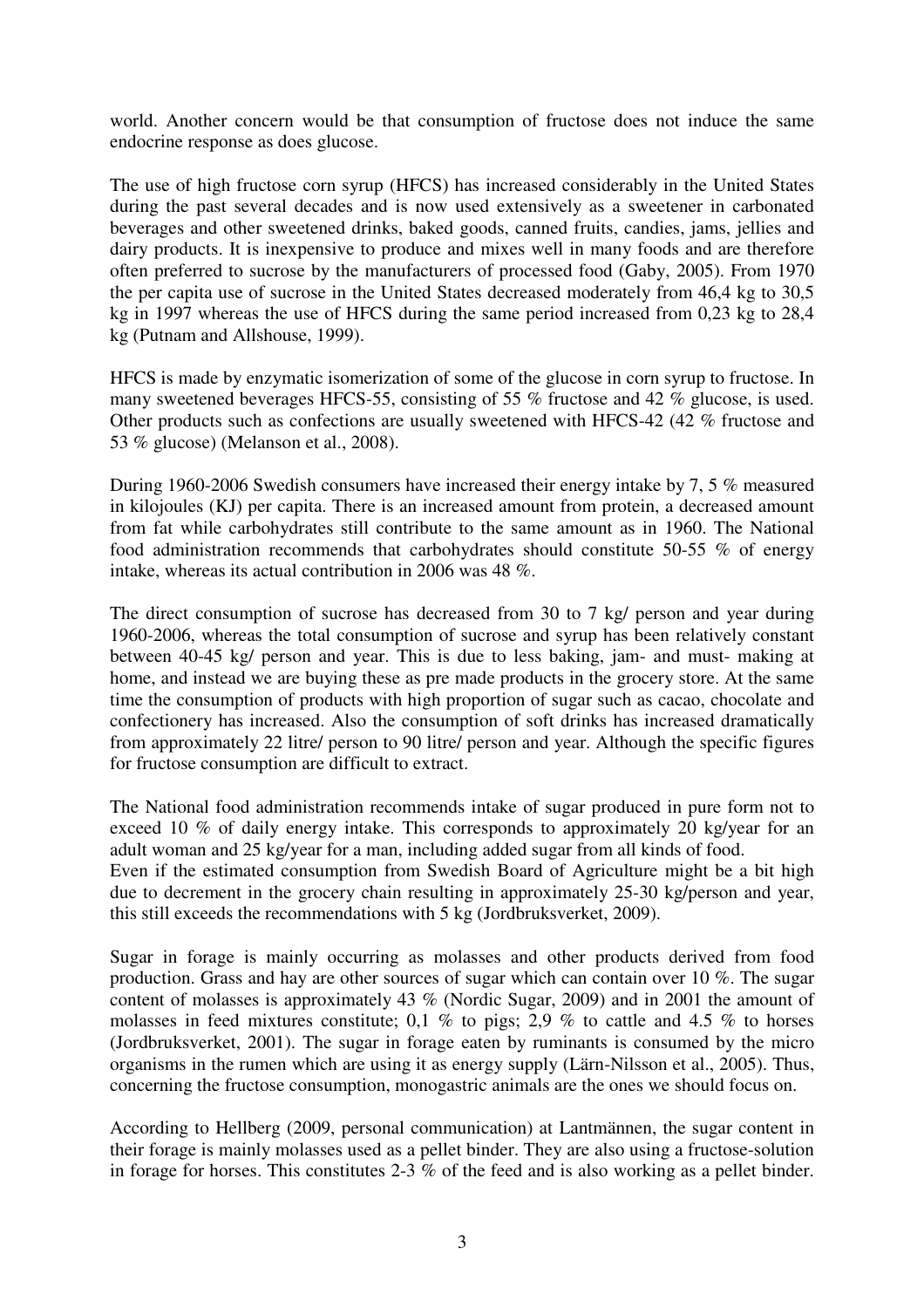world. Another concern would be that consumption of fructose does not induce the same endocrine response as does glucose.

The use of high fructose corn syrup (HFCS) has increased considerably in the United States during the past several decades and is now used extensively as a sweetener in carbonated beverages and other sweetened drinks, baked goods, canned fruits, candies, jams, jellies and dairy products. It is inexpensive to produce and mixes well in many foods and are therefore often preferred to sucrose by the manufacturers of processed food (Gaby, 2005). From 1970 the per capita use of sucrose in the United States decreased moderately from 46,4 kg to 30,5 kg in 1997 whereas the use of HFCS during the same period increased from 0,23 kg to 28,4 kg (Putnam and Allshouse, 1999).

HFCS is made by enzymatic isomerization of some of the glucose in corn syrup to fructose. In many sweetened beverages HFCS-55, consisting of 55 % fructose and 42 % glucose, is used. Other products such as confections are usually sweetened with HFCS-42 (42 % fructose and 53 % glucose) (Melanson et al., 2008).

During 1960-2006 Swedish consumers have increased their energy intake by 7, 5 % measured in kilojoules (KJ) per capita. There is an increased amount from protein, a decreased amount from fat while carbohydrates still contribute to the same amount as in 1960. The National food administration recommends that carbohydrates should constitute 50-55 % of energy intake, whereas its actual contribution in 2006 was 48 %.

The direct consumption of sucrose has decreased from 30 to 7 kg/ person and year during 1960-2006, whereas the total consumption of sucrose and syrup has been relatively constant between 40-45 kg/ person and year. This is due to less baking, jam- and must- making at home, and instead we are buying these as pre made products in the grocery store. At the same time the consumption of products with high proportion of sugar such as cacao, chocolate and confectionery has increased. Also the consumption of soft drinks has increased dramatically from approximately 22 litre/ person to 90 litre/ person and year. Although the specific figures for fructose consumption are difficult to extract.

The National food administration recommends intake of sugar produced in pure form not to exceed 10 % of daily energy intake. This corresponds to approximately 20 kg/year for an adult woman and 25 kg/year for a man, including added sugar from all kinds of food.
Even if the estimated consumption from Swedish Board of Agriculture might be a bit high due to decrement in the grocery chain resulting in approximately 25-30 kg/person and year, this still exceeds the recommendations with 5 kg (Jordbruksverket, 2009).

Sugar in forage is mainly occurring as molasses and other products derived from food production. Grass and hay are other sources of sugar which can contain over 10 %. The sugar content of molasses is approximately 43 % (Nordic Sugar, 2009) and in 2001 the amount of molasses in feed mixtures constitute; 0,1 % to pigs; 2,9 % to cattle and 4.5 % to horses (Jordbruksverket, 2001). The sugar in forage eaten by ruminants is consumed by the micro organisms in the rumen which are using it as energy supply (Lärn-Nilsson et al., 2005). Thus, concerning the fructose consumption, monogastric animals are the ones we should focus on.

According to Hellberg (2009, personal communication) at Lantmännen, the sugar content in their forage is mainly molasses used as a pellet binder. They are also using a fructose-solution in forage for horses. This constitutes 2-3 % of the feed and is also working as a pellet binder.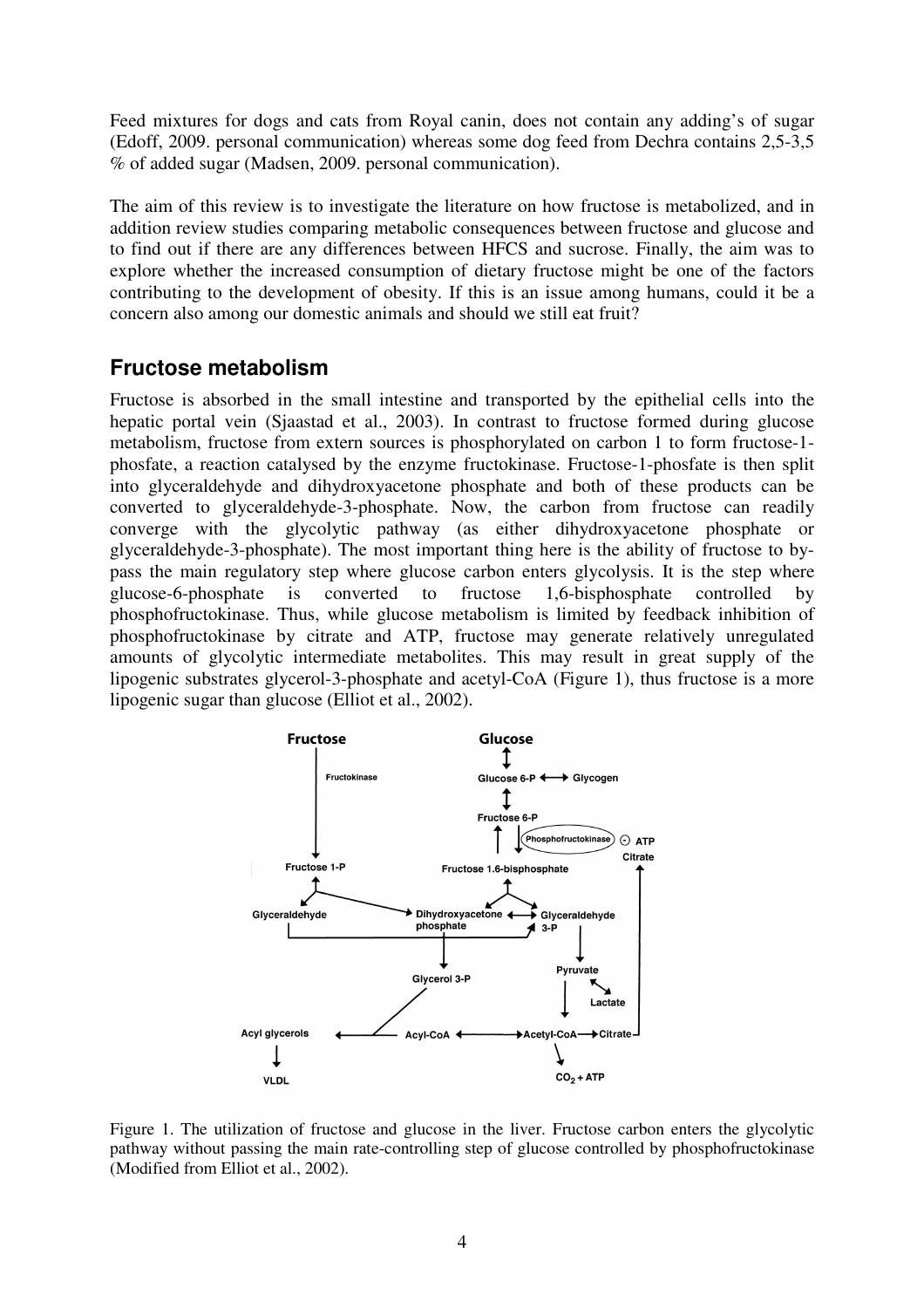Feed mixtures for dogs and cats from Royal canin, does not contain any adding's of sugar (Edoff, 2009. personal communication) whereas some dog feed from Dechra contains 2,5-3,5 % of added sugar (Madsen, 2009. personal communication).

The aim of this review is to investigate the literature on how fructose is metabolized, and in addition review studies comparing metabolic consequences between fructose and glucose and to find out if there are any differences between HFCS and sucrose. Finally, the aim was to explore whether the increased consumption of dietary fructose might be one of the factors contributing to the development of obesity. If this is an issue among humans, could it be a concern also among our domestic animals and should we still eat fruit?

## Fructose metabolism

Fructose is absorbed in the small intestine and transported by the epithelial cells into the hepatic portal vein (Sjaastad et al., 2003). In contrast to fructose formed during glucose metabolism, fructose from extern sources is phosphorylated on carbon 1 to form fructose-1-phosfate, a reaction catalysed by the enzyme fructokinase. Fructose-1-phosfate is then split into glyceraldehyde and dihydroxyacetone phosphate and both of these products can be converted to glyceraldehyde-3-phosphate. Now, the carbon from fructose can readily converge with the glycolytic pathway (as either dihydroxyacetone phosphate or glyceraldehyde-3-phosphate). The most important thing here is the ability of fructose to by-pass the main regulatory step where glucose carbon enters glycolysis. It is the step where glucose-6-phosphate is converted to fructose 1,6-bisphosphate controlled by phosphofructokinase. Thus, while glucose metabolism is limited by feedback inhibition of phosphofructokinase by citrate and ATP, fructose may generate relatively unregulated amounts of glycolytic intermediate metabolites. This may result in great supply of the lipogenic substrates glycerol-3-phosphate and acetyl-CoA (Figure 1), thus fructose is a more lipogenic sugar than glucose (Elliot et al., 2002).

Figure 1. The utilization of fructose and glucose in the liver. Fructose carbon enters the glycolytic pathway without passing the main rate-controlling step of glucose controlled by phosphofructokinase (Modified from Elliot et al., 2002).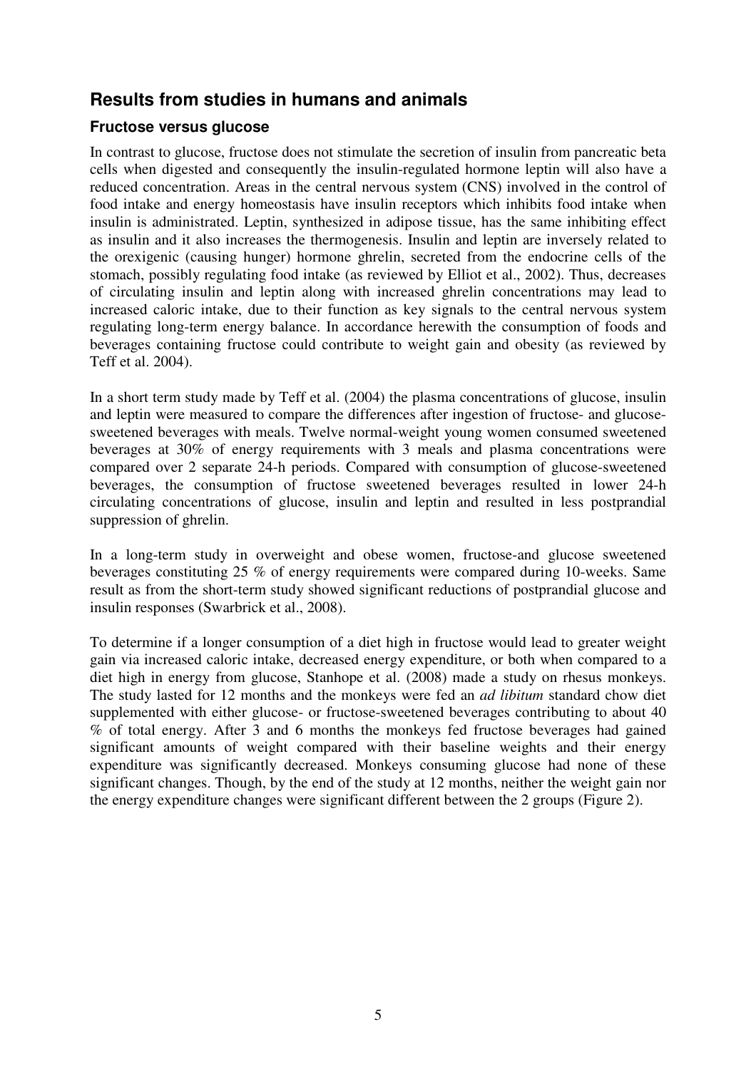## Results from studies in humans and animals

### Fructose versus glucose

In contrast to glucose, fructose does not stimulate the secretion of insulin from pancreatic beta cells when digested and consequently the insulin-regulated hormone leptin will also have a reduced concentration. Areas in the central nervous system (CNS) involved in the control of food intake and energy homeostasis have insulin receptors which inhibits food intake when insulin is administrated. Leptin, synthesized in adipose tissue, has the same inhibiting effect as insulin and it also increases the thermogenesis. Insulin and leptin are inversely related to the orexigenic (causing hunger) hormone ghrelin, secreted from the endocrine cells of the stomach, possibly regulating food intake (as reviewed by Elliot et al., 2002). Thus, decreases of circulating insulin and leptin along with increased ghrelin concentrations may lead to increased caloric intake, due to their function as key signals to the central nervous system regulating long-term energy balance. In accordance herewith the consumption of foods and beverages containing fructose could contribute to weight gain and obesity (as reviewed by Teff et al. 2004).

In a short term study made by Teff et al. (2004) the plasma concentrations of glucose, insulin and leptin were measured to compare the differences after ingestion of fructose- and glucose-sweetened beverages with meals. Twelve normal-weight young women consumed sweetened beverages at 30% of energy requirements with 3 meals and plasma concentrations were compared over 2 separate 24-h periods. Compared with consumption of glucose-sweetened beverages, the consumption of fructose sweetened beverages resulted in lower 24-h circulating concentrations of glucose, insulin and leptin and resulted in less postprandial suppression of ghrelin.

In a long-term study in overweight and obese women, fructose-and glucose sweetened beverages constituting 25 % of energy requirements were compared during 10-weeks. Same result as from the short-term study showed significant reductions of postprandial glucose and insulin responses (Swarbrick et al., 2008).

To determine if a longer consumption of a diet high in fructose would lead to greater weight gain via increased caloric intake, decreased energy expenditure, or both when compared to a diet high in energy from glucose, Stanhope et al. (2008) made a study on rhesus monkeys. The study lasted for 12 months and the monkeys were fed an *ad libitum* standard chow diet supplemented with either glucose- or fructose-sweetened beverages contributing to about 40 % of total energy. After 3 and 6 months the monkeys fed fructose beverages had gained significant amounts of weight compared with their baseline weights and their energy expenditure was significantly decreased. Monkeys consuming glucose had none of these significant changes. Though, by the end of the study at 12 months, neither the weight gain nor the energy expenditure changes were significant different between the 2 groups (Figure 2).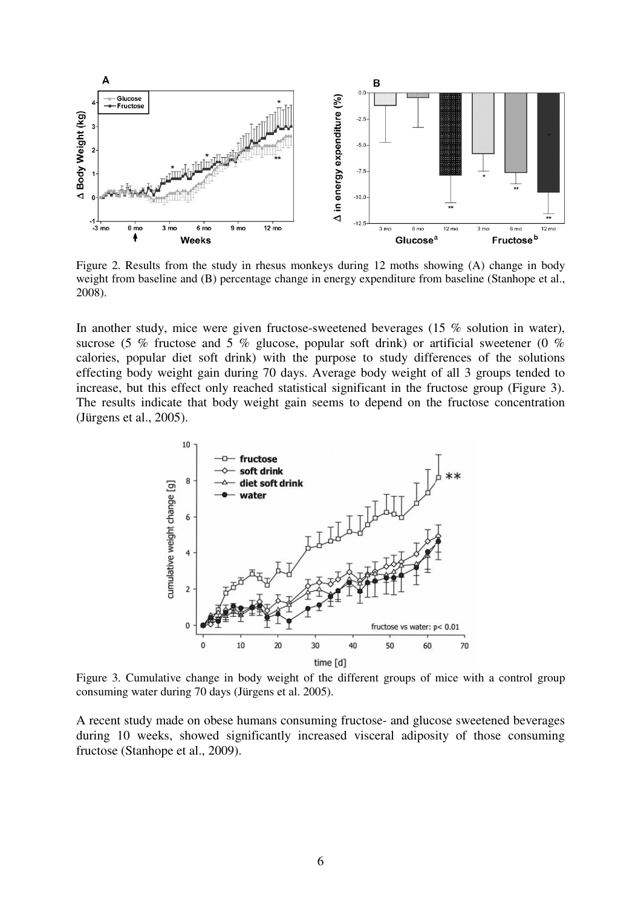Figure 2. Results from the study in rhesus monkeys during 12 moths showing (A) change in body weight from baseline and (B) percentage change in energy expenditure from baseline (Stanhope et al., 2008).

In another study, mice were given fructose-sweetened beverages (15 % solution in water), sucrose (5 % fructose and 5 % glucose, popular soft drink) or artificial sweetener (0 % calories, popular diet soft drink) with the purpose to study differences of the solutions effecting body weight gain during 70 days. Average body weight of all 3 groups tended to increase, but this effect only reached statistical significant in the fructose group (Figure 3). The results indicate that body weight gain seems to depend on the fructose concentration (Jürgens et al., 2005).

Figure 3. Cumulative change in body weight of the different groups of mice with a control group consuming water during 70 days (Jürgens et al. 2005).

A recent study made on obese humans consuming fructose- and glucose sweetened beverages during 10 weeks, showed significantly increased visceral adiposity of those consuming fructose (Stanhope et al., 2009).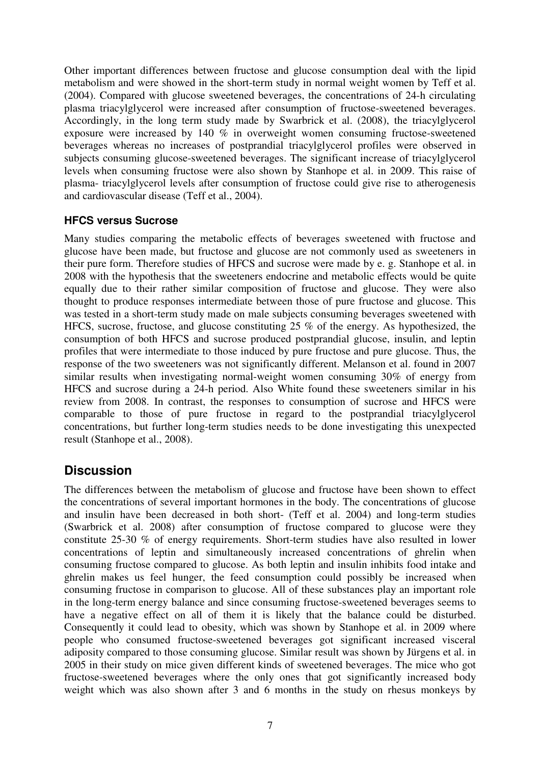Other important differences between fructose and glucose consumption deal with the lipid metabolism and were showed in the short-term study in normal weight women by Teff et al. (2004). Compared with glucose sweetened beverages, the concentrations of 24-h circulating plasma triacylglycerol were increased after consumption of fructose-sweetened beverages. Accordingly, in the long term study made by Swarbrick et al. (2008), the triacylglycerol exposure were increased by 140 % in overweight women consuming fructose-sweetened beverages whereas no increases of postprandial triacylglycerol profiles were observed in subjects consuming glucose-sweetened beverages. The significant increase of triacylglycerol levels when consuming fructose were also shown by Stanhope et al. in 2009. This raise of plasma- triacylglycerol levels after consumption of fructose could give rise to atherogenesis and cardiovascular disease (Teff et al., 2004).

### HFCS versus Sucrose

Many studies comparing the metabolic effects of beverages sweetened with fructose and glucose have been made, but fructose and glucose are not commonly used as sweeteners in their pure form. Therefore studies of HFCS and sucrose were made by e. g. Stanhope et al. in 2008 with the hypothesis that the sweeteners endocrine and metabolic effects would be quite equally due to their rather similar composition of fructose and glucose. They were also thought to produce responses intermediate between those of pure fructose and glucose. This was tested in a short-term study made on male subjects consuming beverages sweetened with HFCS, sucrose, fructose, and glucose constituting 25 % of the energy. As hypothesized, the consumption of both HFCS and sucrose produced postprandial glucose, insulin, and leptin profiles that were intermediate to those induced by pure fructose and pure glucose. Thus, the response of the two sweeteners was not significantly different. Melanson et al. found in 2007 similar results when investigating normal-weight women consuming 30% of energy from HFCS and sucrose during a 24-h period. Also White found these sweeteners similar in his review from 2008. In contrast, the responses to consumption of sucrose and HFCS were comparable to those of pure fructose in regard to the postprandial triacylglycerol concentrations, but further long-term studies needs to be done investigating this unexpected result (Stanhope et al., 2008).

## Discussion

The differences between the metabolism of glucose and fructose have been shown to effect the concentrations of several important hormones in the body. The concentrations of glucose and insulin have been decreased in both short- (Teff et al. 2004) and long-term studies (Swarbrick et al. 2008) after consumption of fructose compared to glucose were they constitute 25-30 % of energy requirements. Short-term studies have also resulted in lower concentrations of leptin and simultaneously increased concentrations of ghrelin when consuming fructose compared to glucose. As both leptin and insulin inhibits food intake and ghrelin makes us feel hunger, the feed consumption could possibly be increased when consuming fructose in comparison to glucose. All of these substances play an important role in the long-term energy balance and since consuming fructose-sweetened beverages seems to have a negative effect on all of them it is likely that the balance could be disturbed. Consequently it could lead to obesity, which was shown by Stanhope et al. in 2009 where people who consumed fructose-sweetened beverages got significant increased visceral adiposity compared to those consuming glucose. Similar result was shown by Jürgens et al. in 2005 in their study on mice given different kinds of sweetened beverages. The mice who got fructose-sweetened beverages where the only ones that got significantly increased body weight which was also shown after 3 and 6 months in the study on rhesus monkeys by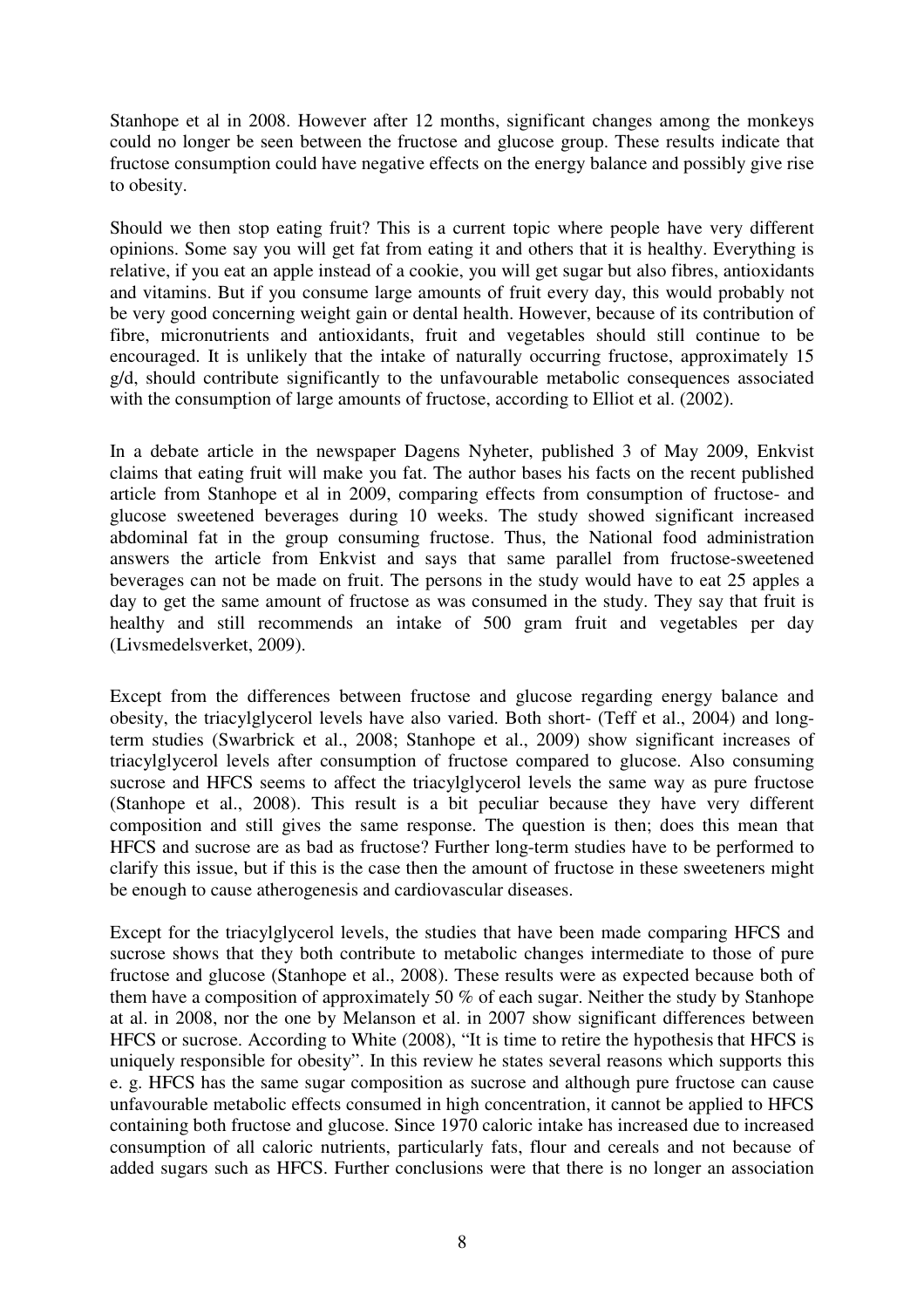Stanhope et al in 2008. However after 12 months, significant changes among the monkeys could no longer be seen between the fructose and glucose group. These results indicate that fructose consumption could have negative effects on the energy balance and possibly give rise to obesity.

Should we then stop eating fruit? This is a current topic where people have very different opinions. Some say you will get fat from eating it and others that it is healthy. Everything is relative, if you eat an apple instead of a cookie, you will get sugar but also fibres, antioxidants and vitamins. But if you consume large amounts of fruit every day, this would probably not be very good concerning weight gain or dental health. However, because of its contribution of fibre, micronutrients and antioxidants, fruit and vegetables should still continue to be encouraged. It is unlikely that the intake of naturally occurring fructose, approximately 15 g/d, should contribute significantly to the unfavourable metabolic consequences associated with the consumption of large amounts of fructose, according to Elliot et al. (2002).

In a debate article in the newspaper Dagens Nyheter, published 3 of May 2009, Enkvist claims that eating fruit will make you fat. The author bases his facts on the recent published article from Stanhope et al in 2009, comparing effects from consumption of fructose- and glucose sweetened beverages during 10 weeks. The study showed significant increased abdominal fat in the group consuming fructose. Thus, the National food administration answers the article from Enkvist and says that same parallel from fructose-sweetened beverages can not be made on fruit. The persons in the study would have to eat 25 apples a day to get the same amount of fructose as was consumed in the study. They say that fruit is healthy and still recommends an intake of 500 gram fruit and vegetables per day (Livsmedelsverket, 2009).

Except from the differences between fructose and glucose regarding energy balance and obesity, the triacylglycerol levels have also varied. Both short- (Teff et al., 2004) and long-term studies (Swarbrick et al., 2008; Stanhope et al., 2009) show significant increases of triacylglycerol levels after consumption of fructose compared to glucose. Also consuming sucrose and HFCS seems to affect the triacylglycerol levels the same way as pure fructose (Stanhope et al., 2008). This result is a bit peculiar because they have very different composition and still gives the same response. The question is then; does this mean that HFCS and sucrose are as bad as fructose? Further long-term studies have to be performed to clarify this issue, but if this is the case then the amount of fructose in these sweeteners might be enough to cause atherogenesis and cardiovascular diseases.

Except for the triacylglycerol levels, the studies that have been made comparing HFCS and sucrose shows that they both contribute to metabolic changes intermediate to those of pure fructose and glucose (Stanhope et al., 2008). These results were as expected because both of them have a composition of approximately 50 % of each sugar. Neither the study by Stanhope at al. in 2008, nor the one by Melanson et al. in 2007 show significant differences between HFCS or sucrose. According to White (2008), "It is time to retire the hypothesis that HFCS is uniquely responsible for obesity". In this review he states several reasons which supports this e. g. HFCS has the same sugar composition as sucrose and although pure fructose can cause unfavourable metabolic effects consumed in high concentration, it cannot be applied to HFCS containing both fructose and glucose. Since 1970 caloric intake has increased due to increased consumption of all caloric nutrients, particularly fats, flour and cereals and not because of added sugars such as HFCS. Further conclusions were that there is no longer an association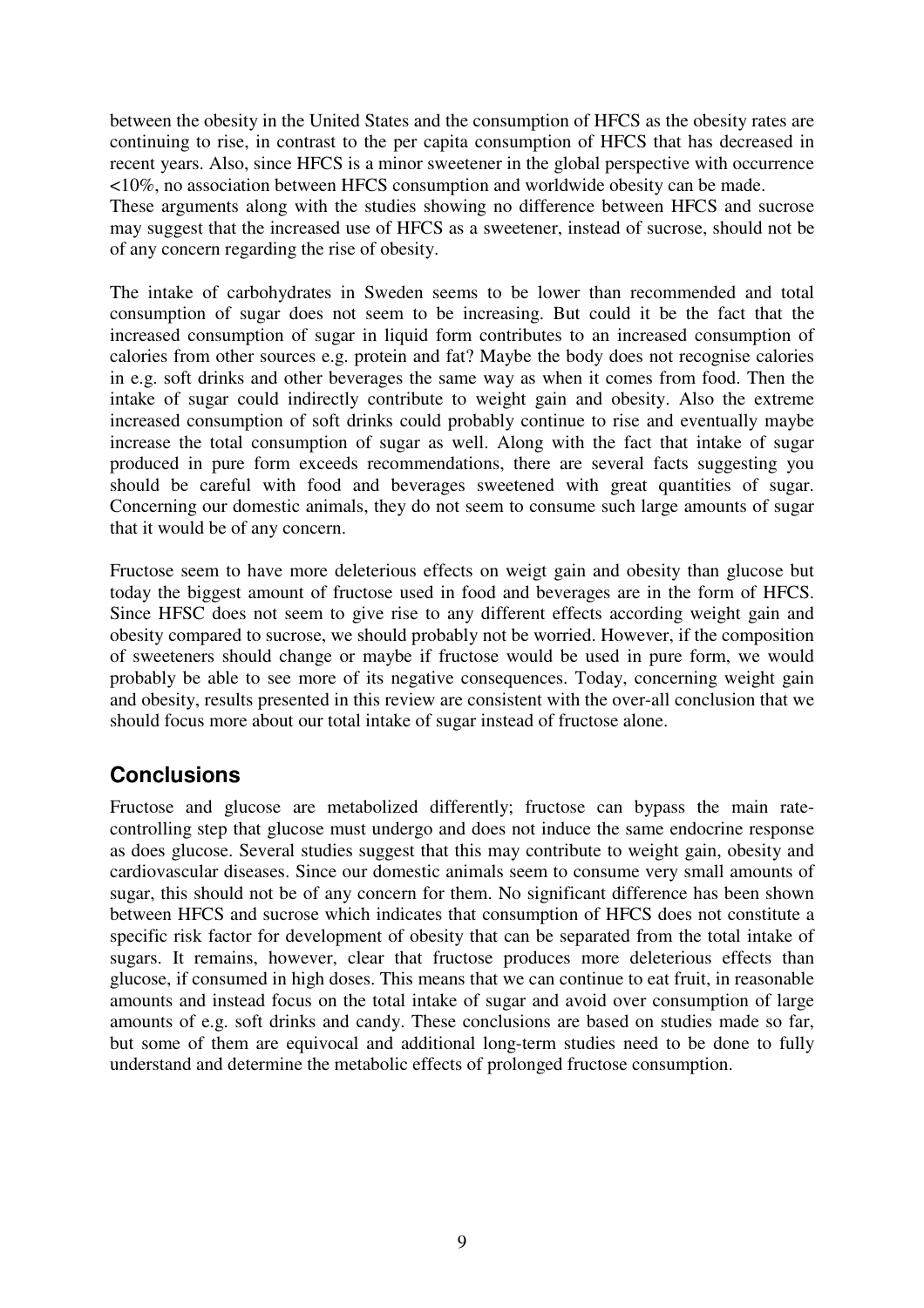between the obesity in the United States and the consumption of HFCS as the obesity rates are continuing to rise, in contrast to the per capita consumption of HFCS that has decreased in recent years. Also, since HFCS is a minor sweetener in the global perspective with occurrence <10%, no association between HFCS consumption and worldwide obesity can be made.
These arguments along with the studies showing no difference between HFCS and sucrose may suggest that the increased use of HFCS as a sweetener, instead of sucrose, should not be of any concern regarding the rise of obesity.

The intake of carbohydrates in Sweden seems to be lower than recommended and total consumption of sugar does not seem to be increasing. But could it be the fact that the increased consumption of sugar in liquid form contributes to an increased consumption of calories from other sources e.g. protein and fat? Maybe the body does not recognise calories in e.g. soft drinks and other beverages the same way as when it comes from food. Then the intake of sugar could indirectly contribute to weight gain and obesity. Also the extreme increased consumption of soft drinks could probably continue to rise and eventually maybe increase the total consumption of sugar as well. Along with the fact that intake of sugar produced in pure form exceeds recommendations, there are several facts suggesting you should be careful with food and beverages sweetened with great quantities of sugar. Concerning our domestic animals, they do not seem to consume such large amounts of sugar that it would be of any concern.

Fructose seem to have more deleterious effects on weigt gain and obesity than glucose but today the biggest amount of fructose used in food and beverages are in the form of HFCS. Since HFSC does not seem to give rise to any different effects according weight gain and obesity compared to sucrose, we should probably not be worried. However, if the composition of sweeteners should change or maybe if fructose would be used in pure form, we would probably be able to see more of its negative consequences. Today, concerning weight gain and obesity, results presented in this review are consistent with the over-all conclusion that we should focus more about our total intake of sugar instead of fructose alone.

## Conclusions

Fructose and glucose are metabolized differently; fructose can bypass the main rate-controlling step that glucose must undergo and does not induce the same endocrine response as does glucose. Several studies suggest that this may contribute to weight gain, obesity and cardiovascular diseases. Since our domestic animals seem to consume very small amounts of sugar, this should not be of any concern for them. No significant difference has been shown between HFCS and sucrose which indicates that consumption of HFCS does not constitute a specific risk factor for development of obesity that can be separated from the total intake of sugars. It remains, however, clear that fructose produces more deleterious effects than glucose, if consumed in high doses. This means that we can continue to eat fruit, in reasonable amounts and instead focus on the total intake of sugar and avoid over consumption of large amounts of e.g. soft drinks and candy. These conclusions are based on studies made so far, but some of them are equivocal and additional long-term studies need to be done to fully understand and determine the metabolic effects of prolonged fructose consumption.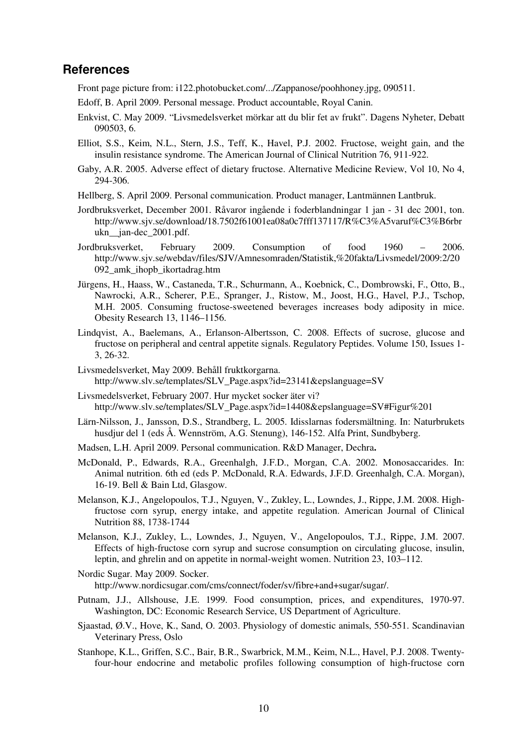## References

Front page picture from: i122.photobucket.com/.../Zappanose/poohhoney.jpg, 090511.

Edoff, B. April 2009. Personal message. Product accountable, Royal Canin.

Enkvist, C. May 2009. "Livsmedelsverket mörkar att du blir fet av frukt". Dagens Nyheter, Debatt 090503, 6.

Elliot, S.S., Keim, N.L., Stern, J.S., Teff, K., Havel, P.J. 2002. Fructose, weight gain, and the insulin resistance syndrome. The American Journal of Clinical Nutrition 76, 911-922.

Gaby, A.R. 2005. Adverse effect of dietary fructose. Alternative Medicine Review, Vol 10, No 4, 294-306.

Hellberg, S. April 2009. Personal communication. Product manager, Lantmännen Lantbruk.

Jordbruksverket, December 2001. Råvaror ingående i foderblandningar 1 jan - 31 dec 2001, ton. http://www.sjv.se/download/18.7502f61001ea08a0c7fff137117/R%C3%A5varuf%C3%B6rbrukn__jan-dec_2001.pdf.

Jordbruksverket, February 2009. Consumption of food 1960 – 2006. http://www.sjv.se/webdav/files/SJV/Amnesomraden/Statistik,%20fakta/Livsmedel/2009:2/20092_amk_ihopb_ikortadrag.htm

Jürgens, H., Haass, W., Castaneda, T.R., Schurmann, A., Koebnick, C., Dombrowski, F., Otto, B., Nawrocki, A.R., Scherer, P.E., Spranger, J., Ristow, M., Joost, H.G., Havel, P.J., Tschop, M.H. 2005. Consuming fructose-sweetened beverages increases body adiposity in mice. Obesity Research 13, 1146–1156.

Lindqvist, A., Baelemans, A., Erlanson-Albertsson, C. 2008. Effects of sucrose, glucose and fructose on peripheral and central appetite signals. Regulatory Peptides. Volume 150, Issues 1-3, 26-32.

Livsmedelsverket, May 2009. Behåll fruktkorgarna. http://www.slv.se/templates/SLV_Page.aspx?id=23141&epslanguage=SV

Livsmedelsverket, February 2007. Hur mycket socker äter vi? http://www.slv.se/templates/SLV_Page.aspx?id=14408&epslanguage=SV#Figur%201

Lärn-Nilsson, J., Jansson, D.S., Strandberg, L. 2005. Idisslarnas fodersmältning. In: Naturbrukets husdjur del 1 (eds Å. Wennström, A.G. Stenung), 146-152. Alfa Print, Sundbyberg.

Madsen, L.H. April 2009. Personal communication. R&D Manager, Dechra**.**

McDonald, P., Edwards, R.A., Greenhalgh, J.F.D., Morgan, C.A. 2002. Monosaccarides. In: Animal nutrition. 6th ed (eds P. McDonald, R.A. Edwards, J.F.D. Greenhalgh, C.A. Morgan), 16-19. Bell & Bain Ltd, Glasgow.

Melanson, K.J., Angelopoulos, T.J., Nguyen, V., Zukley, L., Lowndes, J., Rippe, J.M. 2008. High-fructose corn syrup, energy intake, and appetite regulation. American Journal of Clinical Nutrition 88, 1738-1744

Melanson, K.J., Zukley, L., Lowndes, J., Nguyen, V., Angelopoulos, T.J., Rippe, J.M. 2007. Effects of high-fructose corn syrup and sucrose consumption on circulating glucose, insulin, leptin, and ghrelin and on appetite in normal-weight women. Nutrition 23, 103–112.

Nordic Sugar. May 2009. Socker. http://www.nordicsugar.com/cms/connect/foder/sv/fibre+and+sugar/sugar/.

Putnam, J.J., Allshouse, J.E. 1999. Food consumption, prices, and expenditures, 1970-97. Washington, DC: Economic Research Service, US Department of Agriculture.

Sjaastad, Ø.V., Hove, K., Sand, O. 2003. Physiology of domestic animals, 550-551. Scandinavian Veterinary Press, Oslo

Stanhope, K.L., Griffen, S.C., Bair, B.R., Swarbrick, M.M., Keim, N.L., Havel, P.J. 2008. Twenty-four-hour endocrine and metabolic profiles following consumption of high-fructose corn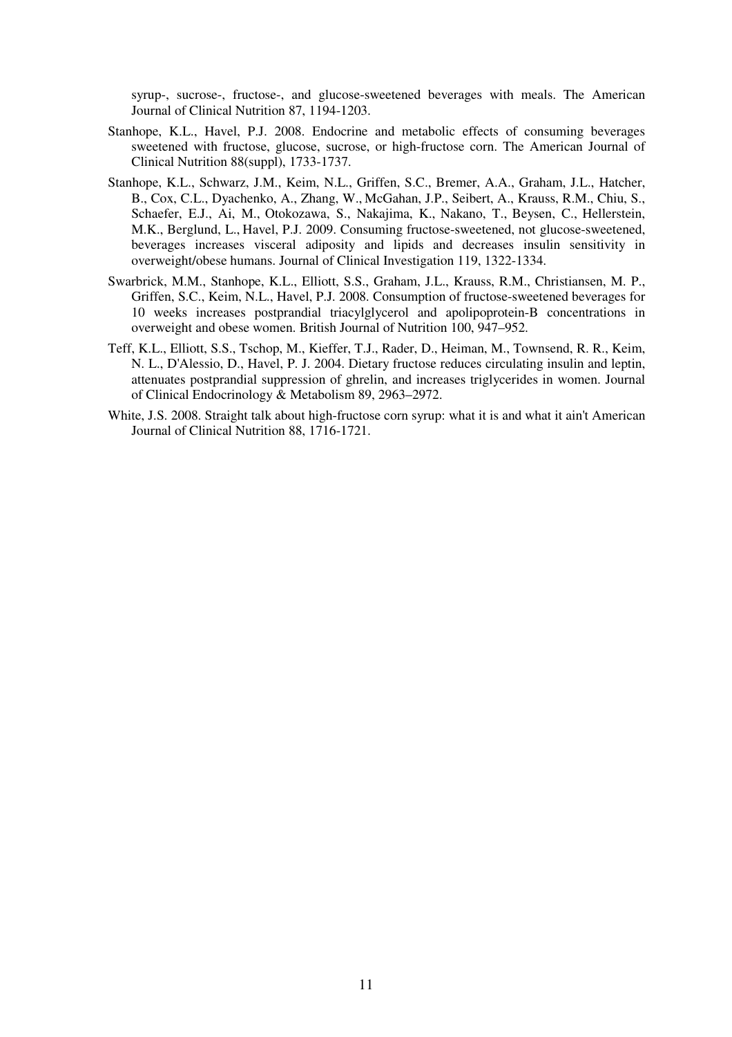syrup-, sucrose-, fructose-, and glucose-sweetened beverages with meals. The American Journal of Clinical Nutrition 87, 1194-1203.

Stanhope, K.L., Havel, P.J. 2008. Endocrine and metabolic effects of consuming beverages sweetened with fructose, glucose, sucrose, or high-fructose corn. The American Journal of Clinical Nutrition 88(suppl), 1733-1737.

Stanhope, K.L., Schwarz, J.M., Keim, N.L., Griffen, S.C., Bremer, A.A., Graham, J.L., Hatcher, B., Cox, C.L., Dyachenko, A., Zhang, W., McGahan, J.P., Seibert, A., Krauss, R.M., Chiu, S., Schaefer, E.J., Ai, M., Otokozawa, S., Nakajima, K., Nakano, T., Beysen, C., Hellerstein, M.K., Berglund, L., Havel, P.J. 2009. Consuming fructose-sweetened, not glucose-sweetened, beverages increases visceral adiposity and lipids and decreases insulin sensitivity in overweight/obese humans. Journal of Clinical Investigation 119, 1322-1334.

Swarbrick, M.M., Stanhope, K.L., Elliott, S.S., Graham, J.L., Krauss, R.M., Christiansen, M. P., Griffen, S.C., Keim, N.L., Havel, P.J. 2008. Consumption of fructose-sweetened beverages for 10 weeks increases postprandial triacylglycerol and apolipoprotein-B concentrations in overweight and obese women. British Journal of Nutrition 100, 947–952.

Teff, K.L., Elliott, S.S., Tschop, M., Kieffer, T.J., Rader, D., Heiman, M., Townsend, R. R., Keim, N. L., D'Alessio, D., Havel, P. J. 2004. Dietary fructose reduces circulating insulin and leptin, attenuates postprandial suppression of ghrelin, and increases triglycerides in women. Journal of Clinical Endocrinology & Metabolism 89, 2963–2972.

White, J.S. 2008. Straight talk about high-fructose corn syrup: what it is and what it ain't American Journal of Clinical Nutrition 88, 1716-1721.